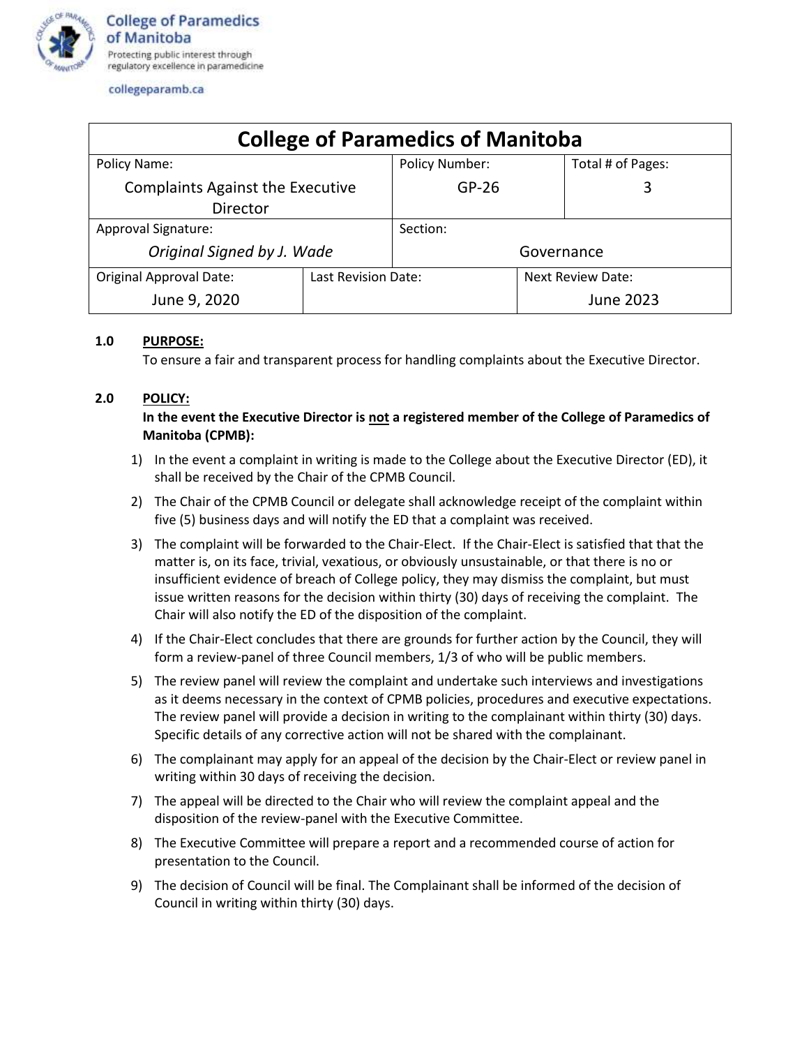College of Paramedics of Manitoba
Protecting public interest through regulatory excellence in paramedicine

collegeparamb.ca

| College of Paramedics of Manitoba | | | |
|---|---|---|---|
| Policy Name: Complaints Against the Executive Director | | Policy Number: GP-26 | Total # of Pages: 3 |
| Approval Signature: *Original Signed by J. Wade* | | Section: Governance | |
| Original Approval Date: June 9, 2020 | Last Revision Date: | | Next Review Date: June 2023 |

**1.0 PURPOSE:**

To ensure a fair and transparent process for handling complaints about the Executive Director.

**2.0 POLICY:**

**In the event the Executive Director is <u>not</u> a registered member of the College of Paramedics of Manitoba (CPMB):**

1) In the event a complaint in writing is made to the College about the Executive Director (ED), it shall be received by the Chair of the CPMB Council.
2) The Chair of the CPMB Council or delegate shall acknowledge receipt of the complaint within five (5) business days and will notify the ED that a complaint was received.
3) The complaint will be forwarded to the Chair-Elect. If the Chair-Elect is satisfied that that the matter is, on its face, trivial, vexatious, or obviously unsustainable, or that there is no or insufficient evidence of breach of College policy, they may dismiss the complaint, but must issue written reasons for the decision within thirty (30) days of receiving the complaint. The Chair will also notify the ED of the disposition of the complaint.
4) If the Chair-Elect concludes that there are grounds for further action by the Council, they will form a review-panel of three Council members, 1/3 of who will be public members.
5) The review panel will review the complaint and undertake such interviews and investigations as it deems necessary in the context of CPMB policies, procedures and executive expectations. The review panel will provide a decision in writing to the complainant within thirty (30) days. Specific details of any corrective action will not be shared with the complainant.
6) The complainant may apply for an appeal of the decision by the Chair-Elect or review panel in writing within 30 days of receiving the decision.
7) The appeal will be directed to the Chair who will review the complaint appeal and the disposition of the review-panel with the Executive Committee.
8) The Executive Committee will prepare a report and a recommended course of action for presentation to the Council.
9) The decision of Council will be final. The Complainant shall be informed of the decision of Council in writing within thirty (30) days.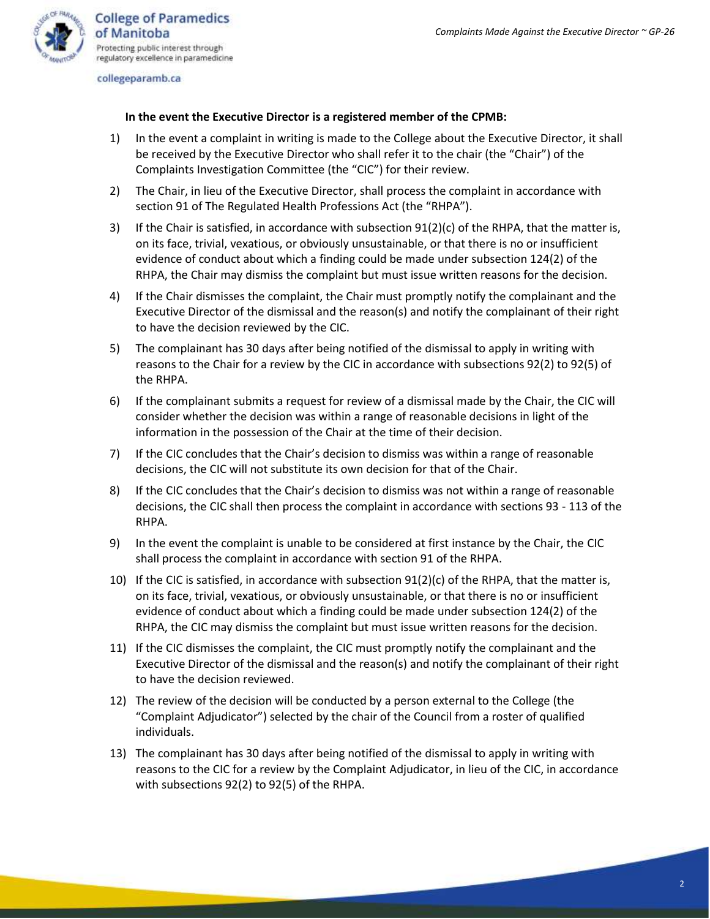**In the event the Executive Director is a registered member of the CPMB:**

1) In the event a complaint in writing is made to the College about the Executive Director, it shall be received by the Executive Director who shall refer it to the chair (the "Chair") of the Complaints Investigation Committee (the "CIC") for their review.

2) The Chair, in lieu of the Executive Director, shall process the complaint in accordance with section 91 of The Regulated Health Professions Act (the "RHPA").

3) If the Chair is satisfied, in accordance with subsection 91(2)(c) of the RHPA, that the matter is, on its face, trivial, vexatious, or obviously unsustainable, or that there is no or insufficient evidence of conduct about which a finding could be made under subsection 124(2) of the RHPA, the Chair may dismiss the complaint but must issue written reasons for the decision.

4) If the Chair dismisses the complaint, the Chair must promptly notify the complainant and the Executive Director of the dismissal and the reason(s) and notify the complainant of their right to have the decision reviewed by the CIC.

5) The complainant has 30 days after being notified of the dismissal to apply in writing with reasons to the Chair for a review by the CIC in accordance with subsections 92(2) to 92(5) of the RHPA.

6) If the complainant submits a request for review of a dismissal made by the Chair, the CIC will consider whether the decision was within a range of reasonable decisions in light of the information in the possession of the Chair at the time of their decision.

7) If the CIC concludes that the Chair's decision to dismiss was within a range of reasonable decisions, the CIC will not substitute its own decision for that of the Chair.

8) If the CIC concludes that the Chair's decision to dismiss was not within a range of reasonable decisions, the CIC shall then process the complaint in accordance with sections 93 - 113 of the RHPA.

9) In the event the complaint is unable to be considered at first instance by the Chair, the CIC shall process the complaint in accordance with section 91 of the RHPA.

10) If the CIC is satisfied, in accordance with subsection 91(2)(c) of the RHPA, that the matter is, on its face, trivial, vexatious, or obviously unsustainable, or that there is no or insufficient evidence of conduct about which a finding could be made under subsection 124(2) of the RHPA, the CIC may dismiss the complaint but must issue written reasons for the decision.

11) If the CIC dismisses the complaint, the CIC must promptly notify the complainant and the Executive Director of the dismissal and the reason(s) and notify the complainant of their right to have the decision reviewed.

12) The review of the decision will be conducted by a person external to the College (the "Complaint Adjudicator") selected by the chair of the Council from a roster of qualified individuals.

13) The complainant has 30 days after being notified of the dismissal to apply in writing with reasons to the CIC for a review by the Complaint Adjudicator, in lieu of the CIC, in accordance with subsections 92(2) to 92(5) of the RHPA.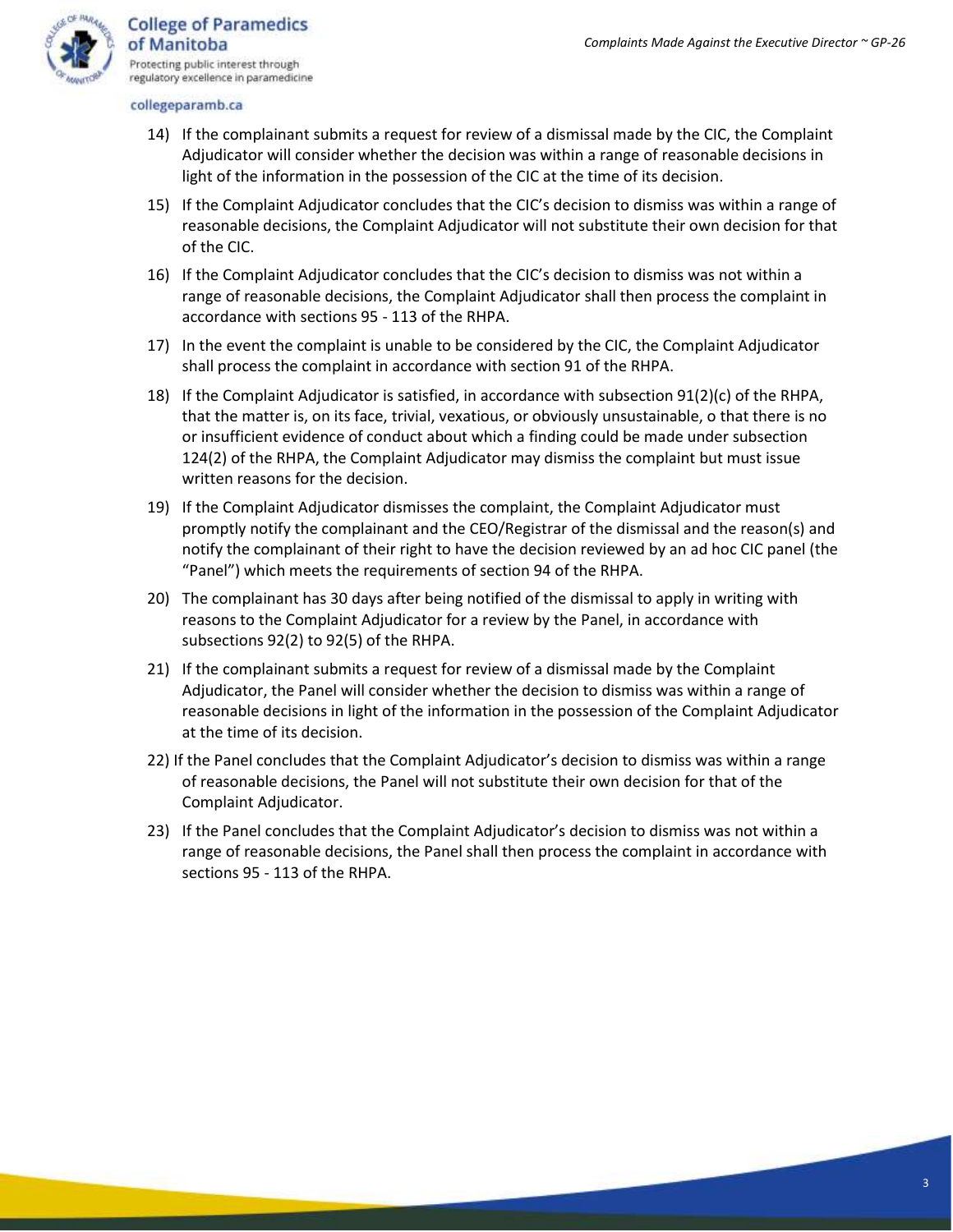14) If the complainant submits a request for review of a dismissal made by the CIC, the Complaint Adjudicator will consider whether the decision was within a range of reasonable decisions in light of the information in the possession of the CIC at the time of its decision.

15) If the Complaint Adjudicator concludes that the CIC's decision to dismiss was within a range of reasonable decisions, the Complaint Adjudicator will not substitute their own decision for that of the CIC.

16) If the Complaint Adjudicator concludes that the CIC's decision to dismiss was not within a range of reasonable decisions, the Complaint Adjudicator shall then process the complaint in accordance with sections 95 - 113 of the RHPA.

17) In the event the complaint is unable to be considered by the CIC, the Complaint Adjudicator shall process the complaint in accordance with section 91 of the RHPA.

18) If the Complaint Adjudicator is satisfied, in accordance with subsection 91(2)(c) of the RHPA, that the matter is, on its face, trivial, vexatious, or obviously unsustainable, o that there is no or insufficient evidence of conduct about which a finding could be made under subsection 124(2) of the RHPA, the Complaint Adjudicator may dismiss the complaint but must issue written reasons for the decision.

19) If the Complaint Adjudicator dismisses the complaint, the Complaint Adjudicator must promptly notify the complainant and the CEO/Registrar of the dismissal and the reason(s) and notify the complainant of their right to have the decision reviewed by an ad hoc CIC panel (the "Panel") which meets the requirements of section 94 of the RHPA.

20) The complainant has 30 days after being notified of the dismissal to apply in writing with reasons to the Complaint Adjudicator for a review by the Panel, in accordance with subsections 92(2) to 92(5) of the RHPA.

21) If the complainant submits a request for review of a dismissal made by the Complaint Adjudicator, the Panel will consider whether the decision to dismiss was within a range of reasonable decisions in light of the information in the possession of the Complaint Adjudicator at the time of its decision.

22) If the Panel concludes that the Complaint Adjudicator's decision to dismiss was within a range of reasonable decisions, the Panel will not substitute their own decision for that of the Complaint Adjudicator.

23) If the Panel concludes that the Complaint Adjudicator's decision to dismiss was not within a range of reasonable decisions, the Panel shall then process the complaint in accordance with sections 95 - 113 of the RHPA.